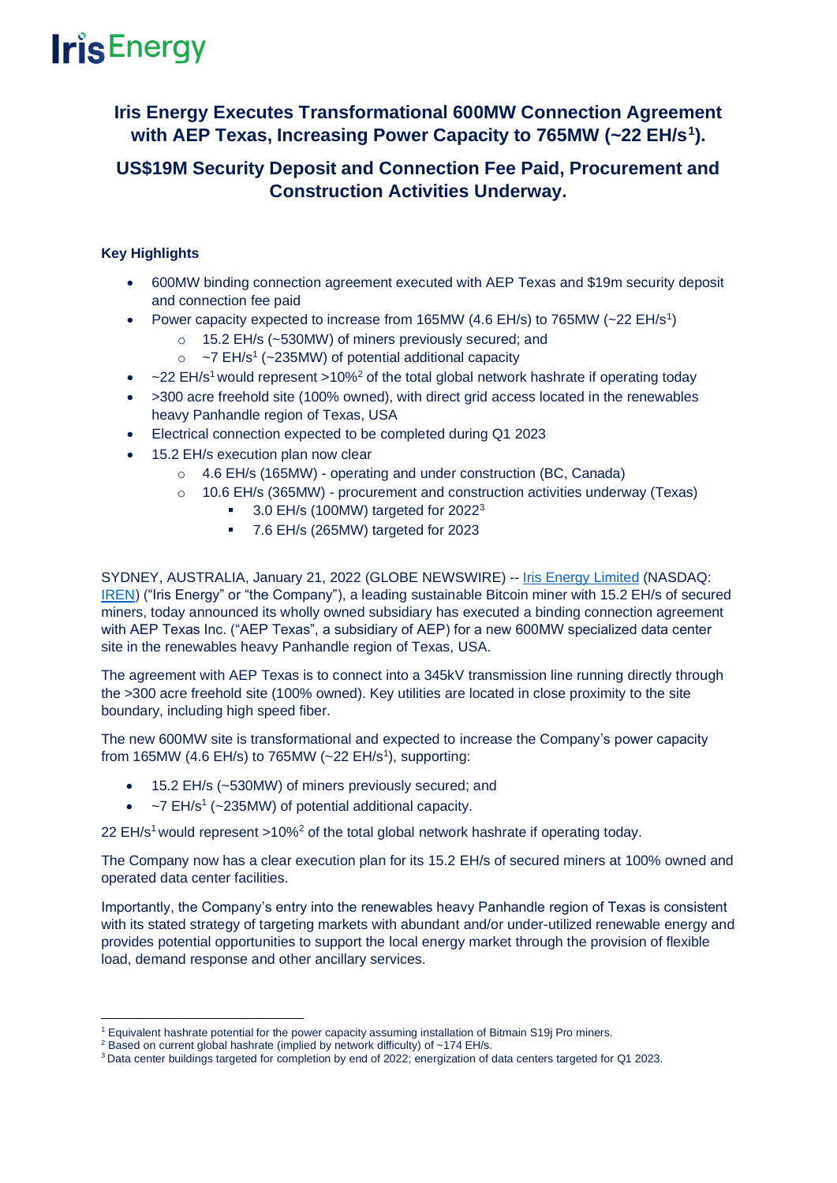# Iris Energy

## Iris Energy Executes Transformational 600MW Connection Agreement with AEP Texas, Increasing Power Capacity to 765MW (~22 EH/s[1]).

## US$19M Security Deposit and Connection Fee Paid, Procurement and Construction Activities Underway.

### Key Highlights

- 600MW binding connection agreement executed with AEP Texas and $19m security deposit and connection fee paid
- Power capacity expected to increase from 165MW (4.6 EH/s) to 765MW (~22 EH/s[1])
  - 15.2 EH/s (~530MW) of miners previously secured; and
  - ~7 EH/s[1] (~235MW) of potential additional capacity
- ~22 EH/s[1] would represent >10%[2] of the total global network hashrate if operating today
- >300 acre freehold site (100% owned), with direct grid access located in the renewables heavy Panhandle region of Texas, USA
- Electrical connection expected to be completed during Q1 2023
- 15.2 EH/s execution plan now clear
  - 4.6 EH/s (165MW) - operating and under construction (BC, Canada)
  - 10.6 EH/s (365MW) - procurement and construction activities underway (Texas)
    - 3.0 EH/s (100MW) targeted for 2022[3]
    - 7.6 EH/s (265MW) targeted for 2023

SYDNEY, AUSTRALIA, January 21, 2022 (GLOBE NEWSWIRE) -- Iris Energy Limited (NASDAQ: IREN) ("Iris Energy" or "the Company"), a leading sustainable Bitcoin miner with 15.2 EH/s of secured miners, today announced its wholly owned subsidiary has executed a binding connection agreement with AEP Texas Inc. ("AEP Texas", a subsidiary of AEP) for a new 600MW specialized data center site in the renewables heavy Panhandle region of Texas, USA.

The agreement with AEP Texas is to connect into a 345kV transmission line running directly through the >300 acre freehold site (100% owned). Key utilities are located in close proximity to the site boundary, including high speed fiber.

The new 600MW site is transformational and expected to increase the Company's power capacity from 165MW (4.6 EH/s) to 765MW (~22 EH/s[1]), supporting:

- 15.2 EH/s (~530MW) of miners previously secured; and
- ~7 EH/s[1] (~235MW) of potential additional capacity.

22 EH/s[1] would represent >10%[2] of the total global network hashrate if operating today.

The Company now has a clear execution plan for its 15.2 EH/s of secured miners at 100% owned and operated data center facilities.

Importantly, the Company's entry into the renewables heavy Panhandle region of Texas is consistent with its stated strategy of targeting markets with abundant and/or under-utilized renewable energy and provides potential opportunities to support the local energy market through the provision of flexible load, demand response and other ancillary services.

---

[1] Equivalent hashrate potential for the power capacity assuming installation of Bitmain S19j Pro miners.
[2] Based on current global hashrate (implied by network difficulty) of ~174 EH/s.
[3] Data center buildings targeted for completion by end of 2022; energization of data centers targeted for Q1 2023.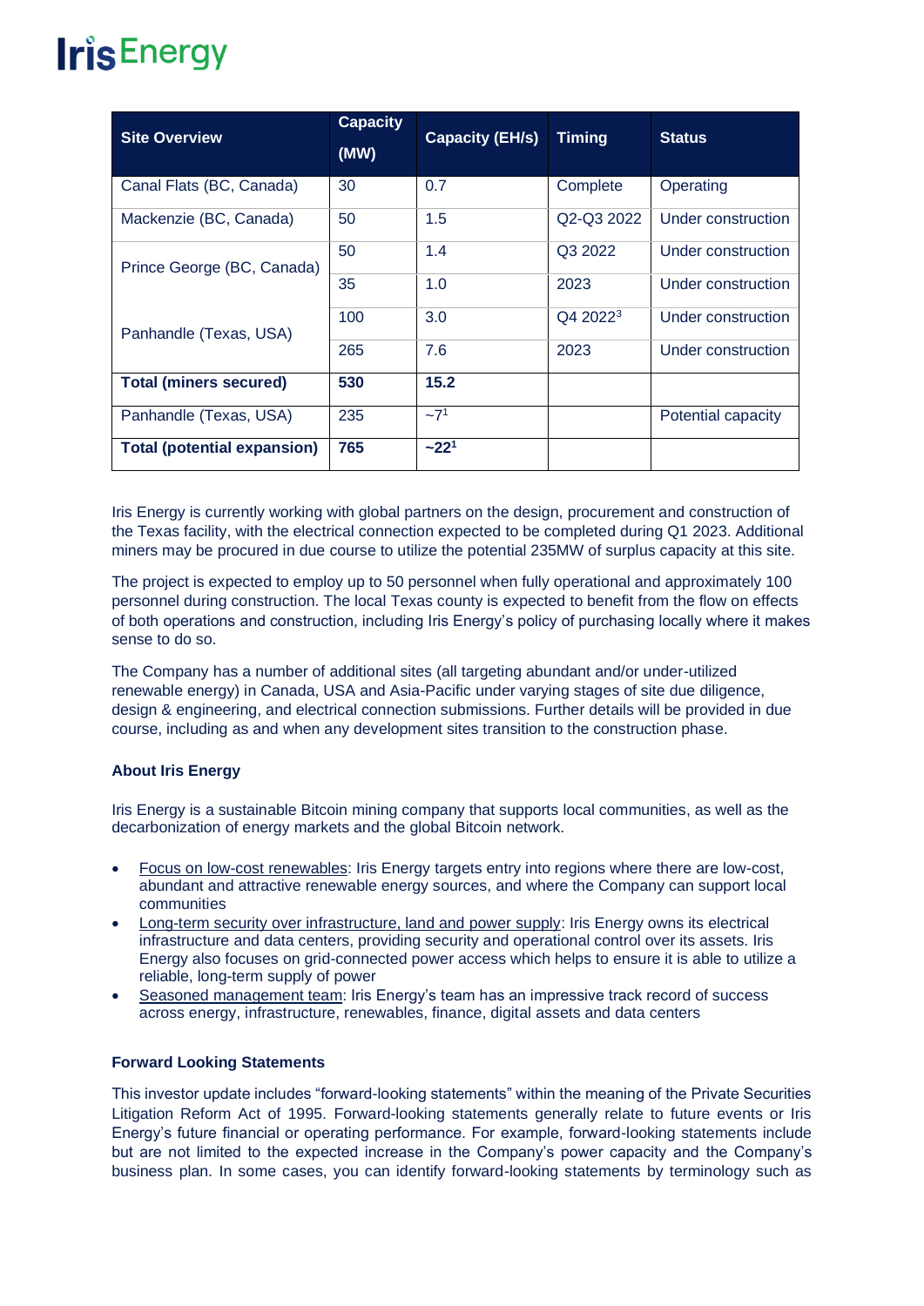| Site Overview | Capacity (MW) | Capacity (EH/s) | Timing | Status |
|---|---|---|---|---|
| Canal Flats (BC, Canada) | 30 | 0.7 | Complete | Operating |
| Mackenzie (BC, Canada) | 50 | 1.5 | Q2-Q3 2022 | Under construction |
| Prince George (BC, Canada) | 50 | 1.4 | Q3 2022 | Under construction |
| | 35 | 1.0 | 2023 | Under construction |
| Panhandle (Texas, USA) | 100 | 3.0 | Q4 2022[3] | Under construction |
| | 265 | 7.6 | 2023 | Under construction |
| **Total (miners secured)** | **530** | **15.2** | | |
| Panhandle (Texas, USA) | 235 | ~7[1] | | Potential capacity |
| **Total (potential expansion)** | **765** | **~22[1]** | | |

Iris Energy is currently working with global partners on the design, procurement and construction of the Texas facility, with the electrical connection expected to be completed during Q1 2023. Additional miners may be procured in due course to utilize the potential 235MW of surplus capacity at this site.

The project is expected to employ up to 50 personnel when fully operational and approximately 100 personnel during construction. The local Texas county is expected to benefit from the flow on effects of both operations and construction, including Iris Energy's policy of purchasing locally where it makes sense to do so.

The Company has a number of additional sites (all targeting abundant and/or under-utilized renewable energy) in Canada, USA and Asia-Pacific under varying stages of site due diligence, design & engineering, and electrical connection submissions. Further details will be provided in due course, including as and when any development sites transition to the construction phase.

**About Iris Energy**

Iris Energy is a sustainable Bitcoin mining company that supports local communities, as well as the decarbonization of energy markets and the global Bitcoin network.

- Focus on low-cost renewables: Iris Energy targets entry into regions where there are low-cost, abundant and attractive renewable energy sources, and where the Company can support local communities
- Long-term security over infrastructure, land and power supply: Iris Energy owns its electrical infrastructure and data centers, providing security and operational control over its assets. Iris Energy also focuses on grid-connected power access which helps to ensure it is able to utilize a reliable, long-term supply of power
- Seasoned management team: Iris Energy's team has an impressive track record of success across energy, infrastructure, renewables, finance, digital assets and data centers

**Forward Looking Statements**

This investor update includes "forward-looking statements" within the meaning of the Private Securities Litigation Reform Act of 1995. Forward-looking statements generally relate to future events or Iris Energy's future financial or operating performance. For example, forward-looking statements include but are not limited to the expected increase in the Company's power capacity and the Company's business plan. In some cases, you can identify forward-looking statements by terminology such as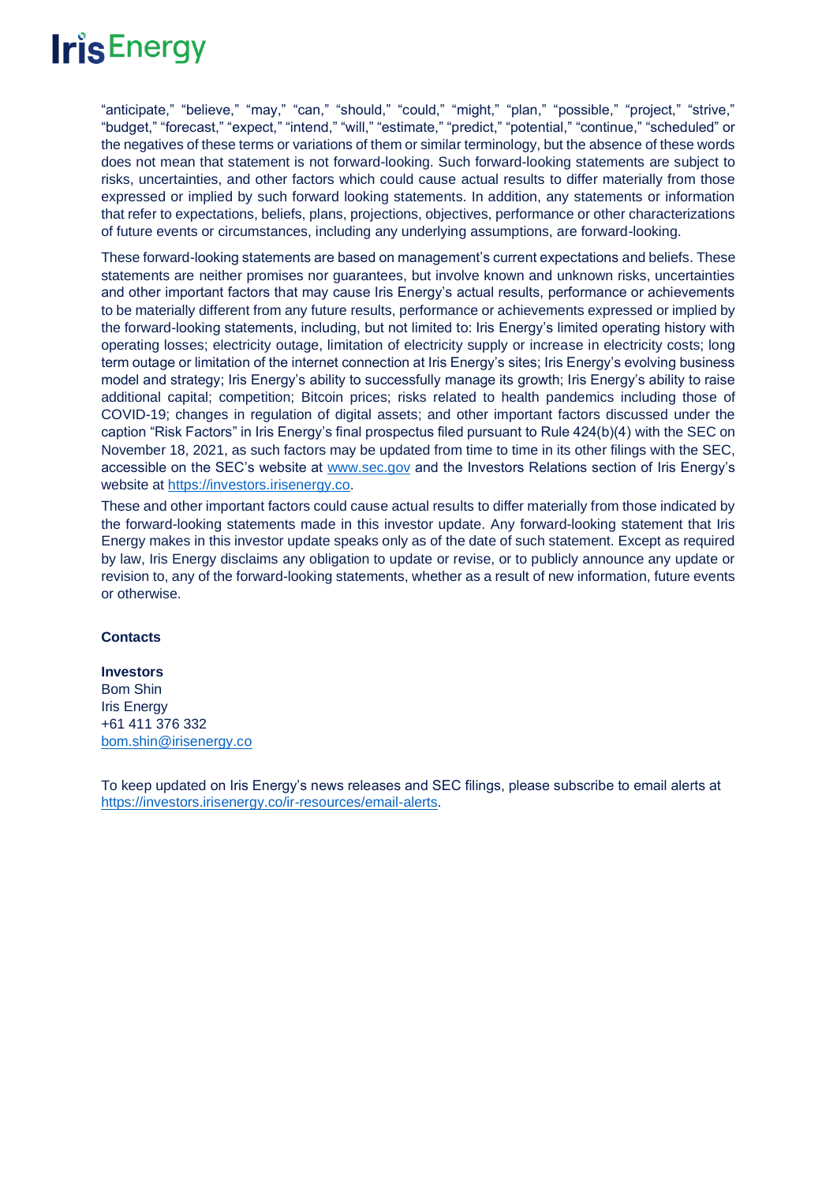"anticipate," "believe," "may," "can," "should," "could," "might," "plan," "possible," "project," "strive," "budget," "forecast," "expect," "intend," "will," "estimate," "predict," "potential," "continue," "scheduled" or the negatives of these terms or variations of them or similar terminology, but the absence of these words does not mean that statement is not forward-looking. Such forward-looking statements are subject to risks, uncertainties, and other factors which could cause actual results to differ materially from those expressed or implied by such forward looking statements. In addition, any statements or information that refer to expectations, beliefs, plans, projections, objectives, performance or other characterizations of future events or circumstances, including any underlying assumptions, are forward-looking.

These forward-looking statements are based on management's current expectations and beliefs. These statements are neither promises nor guarantees, but involve known and unknown risks, uncertainties and other important factors that may cause Iris Energy's actual results, performance or achievements to be materially different from any future results, performance or achievements expressed or implied by the forward-looking statements, including, but not limited to: Iris Energy's limited operating history with operating losses; electricity outage, limitation of electricity supply or increase in electricity costs; long term outage or limitation of the internet connection at Iris Energy's sites; Iris Energy's evolving business model and strategy; Iris Energy's ability to successfully manage its growth; Iris Energy's ability to raise additional capital; competition; Bitcoin prices; risks related to health pandemics including those of COVID-19; changes in regulation of digital assets; and other important factors discussed under the caption "Risk Factors" in Iris Energy's final prospectus filed pursuant to Rule 424(b)(4) with the SEC on November 18, 2021, as such factors may be updated from time to time in its other filings with the SEC, accessible on the SEC's website at www.sec.gov and the Investors Relations section of Iris Energy's website at https://investors.irisenergy.co.

These and other important factors could cause actual results to differ materially from those indicated by the forward-looking statements made in this investor update. Any forward-looking statement that Iris Energy makes in this investor update speaks only as of the date of such statement. Except as required by law, Iris Energy disclaims any obligation to update or revise, or to publicly announce any update or revision to, any of the forward-looking statements, whether as a result of new information, future events or otherwise.

**Contacts**

**Investors**
Bom Shin
Iris Energy
+61 411 376 332
bom.shin@irisenergy.co

To keep updated on Iris Energy's news releases and SEC filings, please subscribe to email alerts at https://investors.irisenergy.co/ir-resources/email-alerts.